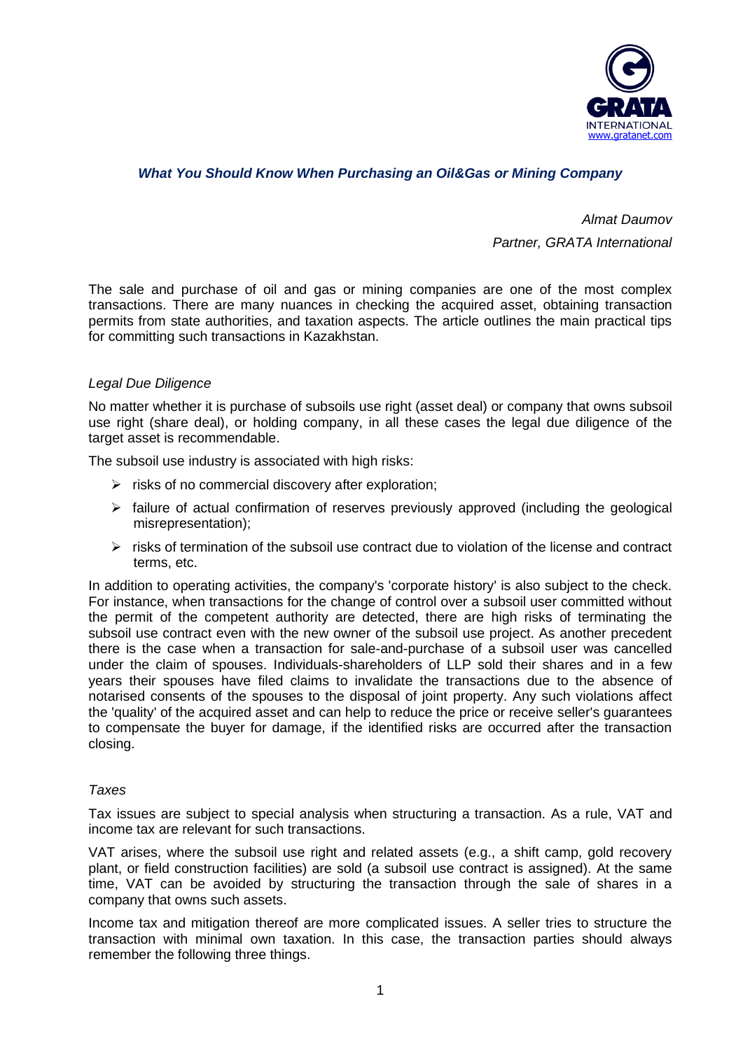GRATA INTERNATIONAL
www.gratanet.com

## *What You Should Know When Purchasing an Oil&Gas or Mining Company*

*Almat Daumov*

*Partner, GRATA International*

The sale and purchase of oil and gas or mining companies are one of the most complex transactions. There are many nuances in checking the acquired asset, obtaining transaction permits from state authorities, and taxation aspects. The article outlines the main practical tips for committing such transactions in Kazakhstan.

### *Legal Due Diligence*

No matter whether it is purchase of subsoils use right (asset deal) or company that owns subsoil use right (share deal), or holding company, in all these cases the legal due diligence of the target asset is recommendable.

The subsoil use industry is associated with high risks:

- risks of no commercial discovery after exploration;
- failure of actual confirmation of reserves previously approved (including the geological misrepresentation);
- risks of termination of the subsoil use contract due to violation of the license and contract terms, etc.

In addition to operating activities, the company's 'corporate history' is also subject to the check. For instance, when transactions for the change of control over a subsoil user committed without the permit of the competent authority are detected, there are high risks of terminating the subsoil use contract even with the new owner of the subsoil use project. As another precedent there is the case when a transaction for sale-and-purchase of a subsoil user was cancelled under the claim of spouses. Individuals-shareholders of LLP sold their shares and in a few years their spouses have filed claims to invalidate the transactions due to the absence of notarised consents of the spouses to the disposal of joint property. Any such violations affect the 'quality' of the acquired asset and can help to reduce the price or receive seller's guarantees to compensate the buyer for damage, if the identified risks are occurred after the transaction closing.

### *Taxes*

Tax issues are subject to special analysis when structuring a transaction. As a rule, VAT and income tax are relevant for such transactions.

VAT arises, where the subsoil use right and related assets (e.g., a shift camp, gold recovery plant, or field construction facilities) are sold (a subsoil use contract is assigned). At the same time, VAT can be avoided by structuring the transaction through the sale of shares in a company that owns such assets.

Income tax and mitigation thereof are more complicated issues. A seller tries to structure the transaction with minimal own taxation. In this case, the transaction parties should always remember the following three things.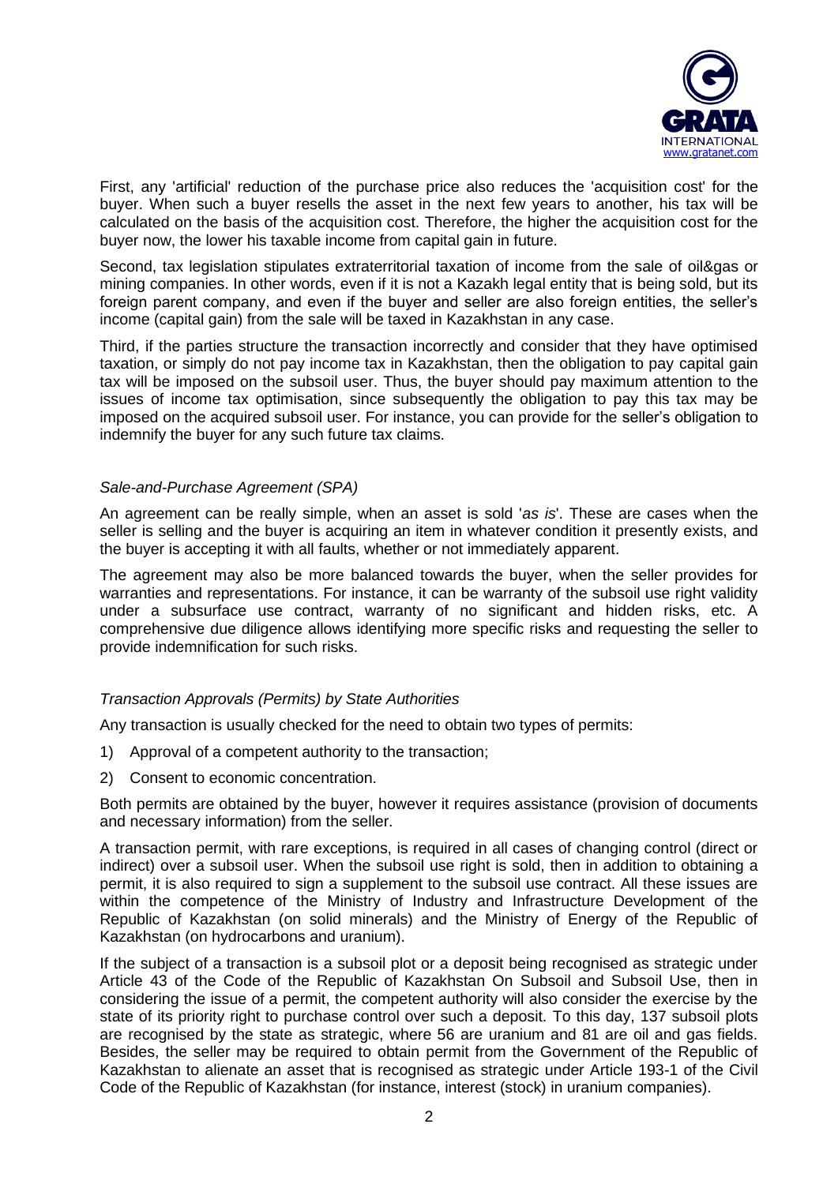First, any 'artificial' reduction of the purchase price also reduces the 'acquisition cost' for the buyer. When such a buyer resells the asset in the next few years to another, his tax will be calculated on the basis of the acquisition cost. Therefore, the higher the acquisition cost for the buyer now, the lower his taxable income from capital gain in future.

Second, tax legislation stipulates extraterritorial taxation of income from the sale of oil&gas or mining companies. In other words, even if it is not a Kazakh legal entity that is being sold, but its foreign parent company, and even if the buyer and seller are also foreign entities, the seller's income (capital gain) from the sale will be taxed in Kazakhstan in any case.

Third, if the parties structure the transaction incorrectly and consider that they have optimised taxation, or simply do not pay income tax in Kazakhstan, then the obligation to pay capital gain tax will be imposed on the subsoil user. Thus, the buyer should pay maximum attention to the issues of income tax optimisation, since subsequently the obligation to pay this tax may be imposed on the acquired subsoil user. For instance, you can provide for the seller's obligation to indemnify the buyer for any such future tax claims.

*Sale-and-Purchase Agreement (SPA)*

An agreement can be really simple, when an asset is sold '*as is*'. These are cases when the seller is selling and the buyer is acquiring an item in whatever condition it presently exists, and the buyer is accepting it with all faults, whether or not immediately apparent.

The agreement may also be more balanced towards the buyer, when the seller provides for warranties and representations. For instance, it can be warranty of the subsoil use right validity under a subsurface use contract, warranty of no significant and hidden risks, etc. A comprehensive due diligence allows identifying more specific risks and requesting the seller to provide indemnification for such risks.

*Transaction Approvals (Permits) by State Authorities*

Any transaction is usually checked for the need to obtain two types of permits:

1) Approval of a competent authority to the transaction;
2) Consent to economic concentration.

Both permits are obtained by the buyer, however it requires assistance (provision of documents and necessary information) from the seller.

A transaction permit, with rare exceptions, is required in all cases of changing control (direct or indirect) over a subsoil user. When the subsoil use right is sold, then in addition to obtaining a permit, it is also required to sign a supplement to the subsoil use contract. All these issues are within the competence of the Ministry of Industry and Infrastructure Development of the Republic of Kazakhstan (on solid minerals) and the Ministry of Energy of the Republic of Kazakhstan (on hydrocarbons and uranium).

If the subject of a transaction is a subsoil plot or a deposit being recognised as strategic under Article 43 of the Code of the Republic of Kazakhstan On Subsoil and Subsoil Use, then in considering the issue of a permit, the competent authority will also consider the exercise by the state of its priority right to purchase control over such a deposit. To this day, 137 subsoil plots are recognised by the state as strategic, where 56 are uranium and 81 are oil and gas fields. Besides, the seller may be required to obtain permit from the Government of the Republic of Kazakhstan to alienate an asset that is recognised as strategic under Article 193-1 of the Civil Code of the Republic of Kazakhstan (for instance, interest (stock) in uranium companies).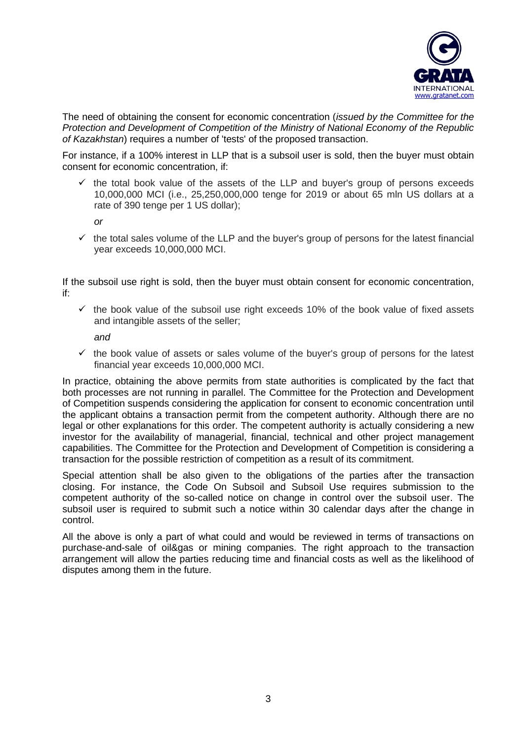The need of obtaining the consent for economic concentration (*issued by the Committee for the Protection and Development of Competition of the Ministry of National Economy of the Republic of Kazakhstan*) requires a number of 'tests' of the proposed transaction.

For instance, if a 100% interest in LLP that is a subsoil user is sold, then the buyer must obtain consent for economic concentration, if:

- ✓ the total book value of the assets of the LLP and buyer's group of persons exceeds 10,000,000 MCI (i.e., 25,250,000,000 tenge for 2019 or about 65 mln US dollars at a rate of 390 tenge per 1 US dollar);

  *or*

- ✓ the total sales volume of the LLP and the buyer's group of persons for the latest financial year exceeds 10,000,000 MCI.

If the subsoil use right is sold, then the buyer must obtain consent for economic concentration, if:

- ✓ the book value of the subsoil use right exceeds 10% of the book value of fixed assets and intangible assets of the seller;

  *and*

- ✓ the book value of assets or sales volume of the buyer's group of persons for the latest financial year exceeds 10,000,000 MCI.

In practice, obtaining the above permits from state authorities is complicated by the fact that both processes are not running in parallel. The Committee for the Protection and Development of Competition suspends considering the application for consent to economic concentration until the applicant obtains a transaction permit from the competent authority. Although there are no legal or other explanations for this order. The competent authority is actually considering a new investor for the availability of managerial, financial, technical and other project management capabilities. The Committee for the Protection and Development of Competition is considering a transaction for the possible restriction of competition as a result of its commitment.

Special attention shall be also given to the obligations of the parties after the transaction closing. For instance, the Code On Subsoil and Subsoil Use requires submission to the competent authority of the so-called notice on change in control over the subsoil user. The subsoil user is required to submit such a notice within 30 calendar days after the change in control.

All the above is only a part of what could and would be reviewed in terms of transactions on purchase-and-sale of oil&gas or mining companies. The right approach to the transaction arrangement will allow the parties reducing time and financial costs as well as the likelihood of disputes among them in the future.